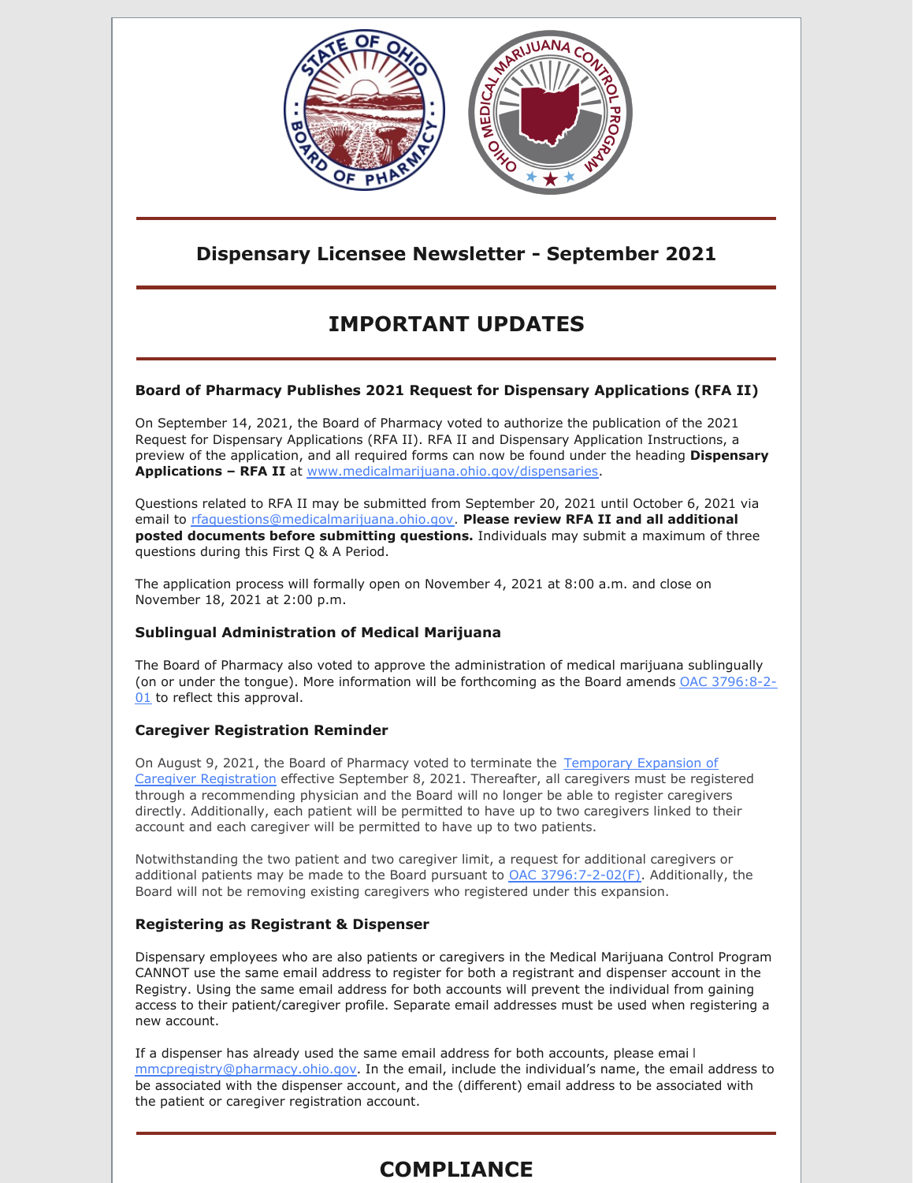## Dispensary Licensee Newsletter - September 2021

# IMPORTANT UPDATES

### Board of Pharmacy Publishes 2021 Request for Dispensary Applications (RFA II)

On September 14, 2021, the Board of Pharmacy voted to authorize the publication of the 2021 Request for Dispensary Applications (RFA II). RFA II and Dispensary Application Instructions, a preview of the application, and all required forms can now be found under the heading **Dispensary Applications – RFA II** at www.medicalmarijuana.ohio.gov/dispensaries.

Questions related to RFA II may be submitted from September 20, 2021 until October 6, 2021 via email to rfaquestions@medicalmarijuana.ohio.gov. **Please review RFA II and all additional posted documents before submitting questions.** Individuals may submit a maximum of three questions during this First Q & A Period.

The application process will formally open on November 4, 2021 at 8:00 a.m. and close on November 18, 2021 at 2:00 p.m.

### Sublingual Administration of Medical Marijuana

The Board of Pharmacy also voted to approve the administration of medical marijuana sublingually (on or under the tongue). More information will be forthcoming as the Board amends OAC 3796:8-2-01 to reflect this approval.

### Caregiver Registration Reminder

On August 9, 2021, the Board of Pharmacy voted to terminate the Temporary Expansion of Caregiver Registration effective September 8, 2021. Thereafter, all caregivers must be registered through a recommending physician and the Board will no longer be able to register caregivers directly. Additionally, each patient will be permitted to have up to two caregivers linked to their account and each caregiver will be permitted to have up to two patients.

Notwithstanding the two patient and two caregiver limit, a request for additional caregivers or additional patients may be made to the Board pursuant to OAC 3796:7-2-02(F). Additionally, the Board will not be removing existing caregivers who registered under this expansion.

### Registering as Registrant & Dispenser

Dispensary employees who are also patients or caregivers in the Medical Marijuana Control Program CANNOT use the same email address to register for both a registrant and dispenser account in the Registry. Using the same email address for both accounts will prevent the individual from gaining access to their patient/caregiver profile. Separate email addresses must be used when registering a new account.

If a dispenser has already used the same email address for both accounts, please email mmcpregistry@pharmacy.ohio.gov. In the email, include the individual's name, the email address to be associated with the dispenser account, and the (different) email address to be associated with the patient or caregiver registration account.

# COMPLIANCE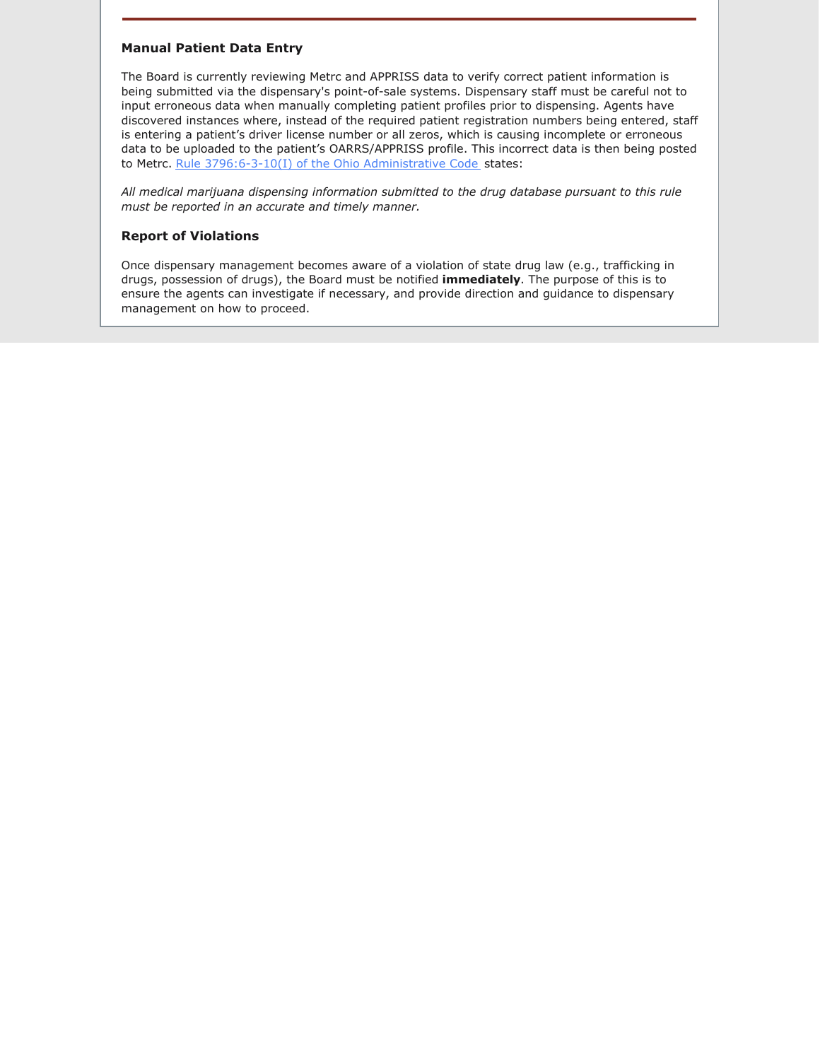### Manual Patient Data Entry

The Board is currently reviewing Metrc and APPRISS data to verify correct patient information is being submitted via the dispensary's point-of-sale systems. Dispensary staff must be careful not to input erroneous data when manually completing patient profiles prior to dispensing. Agents have discovered instances where, instead of the required patient registration numbers being entered, staff is entering a patient's driver license number or all zeros, which is causing incomplete or erroneous data to be uploaded to the patient's OARRS/APPRISS profile. This incorrect data is then being posted to Metrc. [Rule 3796:6-3-10(I) of the Ohio Administrative Code](#) states:

*All medical marijuana dispensing information submitted to the drug database pursuant to this rule must be reported in an accurate and timely manner.*

### Report of Violations

Once dispensary management becomes aware of a violation of state drug law (e.g., trafficking in drugs, possession of drugs), the Board must be notified **immediately**. The purpose of this is to ensure the agents can investigate if necessary, and provide direction and guidance to dispensary management on how to proceed.